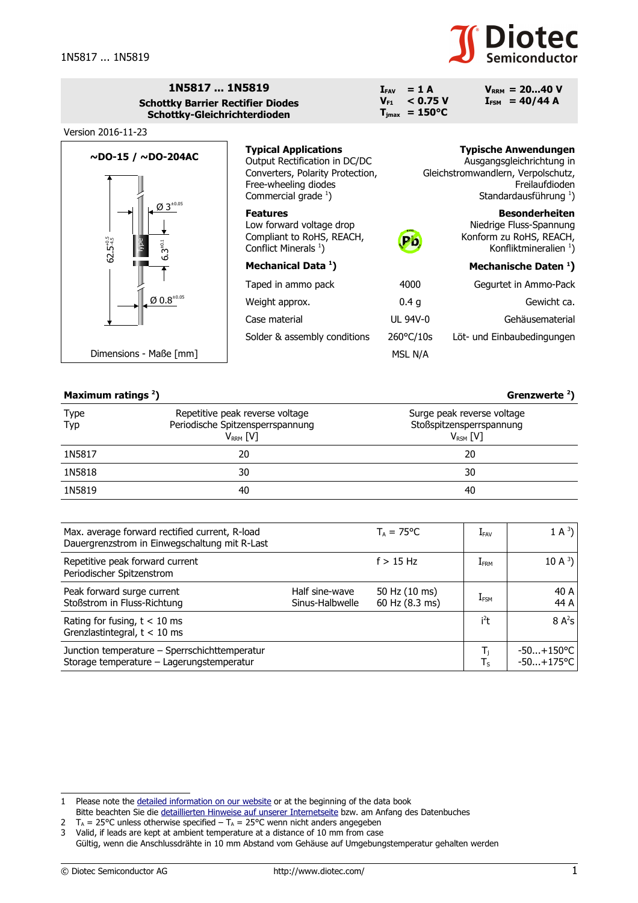# 1N5817 ... 1N5819

**Schottky Barrier Rectifier Diodes**
**Schottky-Gleichrichterdioden**

| | | | |
|---|---|---|---|
| $I_{FAV}$ | = 1 A | $V_{RRM}$ | = 20...40 V |
| $V_{F1}$ | < 0.75 V | $I_{FSM}$ | = 40/44 A |
| $T_{jmax}$ | = 150°C | | |

Version 2016-11-23

**~DO-15 / ~DO-204AC**

Ø 3[±0.05]
62.5[+0.5 -4.5]
6.3[±0.1]
Ø 0.8[±0.05]
Type

Dimensions - Maße [mm]

**Typical Applications**
Output Rectification in DC/DC Converters, Polarity Protection, Free-wheeling diodes
Commercial grade [1])

**Typische Anwendungen**
Ausgangsgleichrichtung in Gleichstromwandlern, Verpolschutz, Freilaufdioden
Standardausführung [1])

**Features**
Low forward voltage drop
Compliant to RoHS, REACH, Conflict Minerals [1])

**Besonderheiten**
Niedrige Fluss-Spannung
Konform zu RoHS, REACH, Konfliktmineralien [1])

**Mechanical Data [1])** / **Mechanische Daten [1])**

| | | |
|---|---|---|
| Taped in ammo pack | 4000 | Gegurtet in Ammo-Pack |
| Weight approx. | 0.4 g | Gewicht ca. |
| Case material | UL 94V-0 | Gehäusematerial |
| Solder & assembly conditions | 260°C/10s | Löt- und Einbaubedingungen |
| | MSL N/A | |

**Maximum ratings [2])** / **Grenzwerte [2])**

| Type / Typ | Repetitive peak reverse voltage / Periodische Spitzensperrspannung $V_{RRM}$ [V] | Surge peak reverse voltage / Stoßspitzensperrspannung $V_{RSM}$ [V] |
|---|---|---|
| 1N5817 | 20 | 20 |
| 1N5818 | 30 | 30 |
| 1N5819 | 40 | 40 |

| | | | | |
|---|---|---|---|---|
| Max. average forward rectified current, R-load / Dauergrenzstrom in Einwegschaltung mit R-Last | | $T_A$ = 75°C | $I_{FAV}$ | 1 A [3]) |
| Repetitive peak forward current / Periodischer Spitzenstrom | | f > 15 Hz | $I_{FRM}$ | 10 A [3]) |
| Peak forward surge current / Stoßstrom in Fluss-Richtung | Half sine-wave / Sinus-Halbwelle | 50 Hz (10 ms) / 60 Hz (8.3 ms) | $I_{FSM}$ | 40 A / 44 A |
| Rating for fusing, t < 10 ms / Grenzlastintegral, t < 10 ms | | | $i^2t$ | 8 $A^2s$ |
| Junction temperature – Sperrschichttemperatur / Storage temperature – Lagerungstemperatur | | | $T_j$ / $T_S$ | -50...+150°C / -50...+175°C |

1 Please note the detailed information on our website or at the beginning of the data book
Bitte beachten Sie die detaillierten Hinweise auf unserer Internetseite bzw. am Anfang des Datenbuches
2 $T_A$ = 25°C unless otherwise specified – $T_A$ = 25°C wenn nicht anders angegeben
3 Valid, if leads are kept at ambient temperature at a distance of 10 mm from case
Gültig, wenn die Anschlussdrähte in 10 mm Abstand vom Gehäuse auf Umgebungstemperatur gehalten werden

© Diotec Semiconductor AG http://www.diotec.com/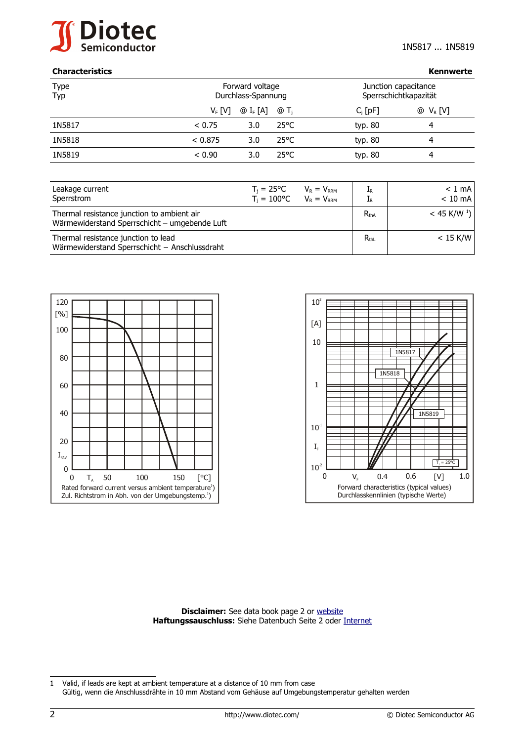## Characteristics — Kennwerte

| Type<br>Typ | Forward voltage<br>Durchlass-Spannung | | | Junction capacitance<br>Sperrschichtkapazität | |
|---|---|---|---|---|---|
| | $V_F$ [V] | @ $I_F$ [A] | @ $T_j$ | $C_j$ [pF] | @ $V_R$ [V] |
| 1N5817 | < 0.75 | 3.0 | 25°C | typ. 80 | 4 |
| 1N5818 | < 0.875 | 3.0 | 25°C | typ. 80 | 4 |
| 1N5819 | < 0.90 | 3.0 | 25°C | typ. 80 | 4 |

| | | | | |
|---|---|---|---|---|
| Leakage current<br>Sperrstrom | $T_j$ = 25°C<br>$T_j$ = 100°C | $V_R = V_{RRM}$<br>$V_R = V_{RRM}$ | $I_R$<br>$I_R$ | < 1 mA<br>< 10 mA |
| Thermal resistance junction to ambient air<br>Wärmewiderstand Sperrschicht – umgebende Luft | | | $R_{thA}$ | < 45 K/W [1]) |
| Thermal resistance junction to lead<br>Wärmewiderstand Sperrschicht – Anschlussdraht | | | $R_{thL}$ | < 15 K/W |

120
[%]
100
80
60
40
20
$I_{FAV}$
0
0 $T_A$ 50 100 150 [°C]

Rated forward current versus ambient temperature[1])
Zul. Richtstrom in Abh. von der Umgebungstemp.[1])

$10^2$
[A]
10
1
$10^{-1}$
$I_F$
$10^{-2}$
0 $V_F$ 0.4 0.6 [V] 1.0
1N5817
1N5818
1N5819
$T_j$ = 25°C

Forward characteristics (typical values)
Durchlasskennlinien (typische Werte)

**Disclaimer:** See data book page 2 or website
**Haftungsausschluss:** Siehe Datenbuch Seite 2 oder Internet

1 Valid, if leads are kept at ambient temperature at a distance of 10 mm from case
Gültig, wenn die Anschlussdrähte in 10 mm Abstand vom Gehäuse auf Umgebungstemperatur gehalten werden